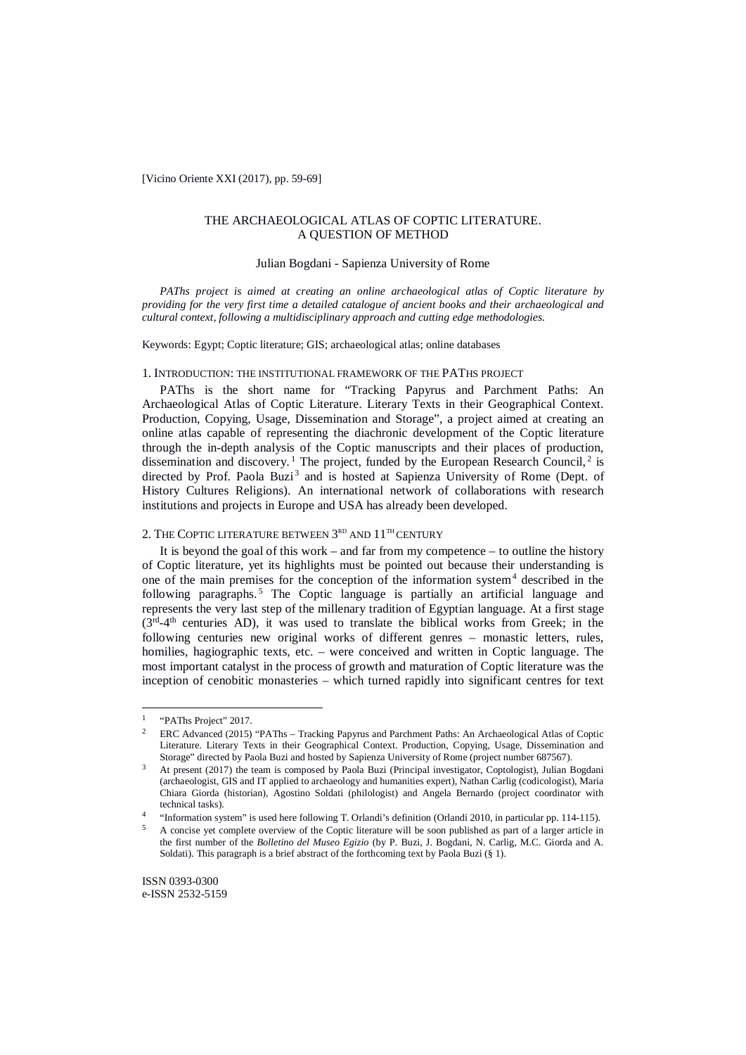[Vicino Oriente XXI (2017), pp. 59-69]

# THE ARCHAEOLOGICAL ATLAS OF COPTIC LITERATURE. A QUESTION OF METHOD

Julian Bogdani - Sapienza University of Rome

*PAThs project is aimed at creating an online archaeological atlas of Coptic literature by providing for the very first time a detailed catalogue of ancient books and their archaeological and cultural context, following a multidisciplinary approach and cutting edge methodologies.*

Keywords: Egypt; Coptic literature; GIS; archaeological atlas; online databases

## 1. Introduction: the institutional framework of the PAThs project

PAThs is the short name for "Tracking Papyrus and Parchment Paths: An Archaeological Atlas of Coptic Literature. Literary Texts in their Geographical Context. Production, Copying, Usage, Dissemination and Storage", a project aimed at creating an online atlas capable of representing the diachronic development of the Coptic literature through the in-depth analysis of the Coptic manuscripts and their places of production, dissemination and discovery.[1] The project, funded by the European Research Council,[2] is directed by Prof. Paola Buzi[3] and is hosted at Sapienza University of Rome (Dept. of History Cultures Religions). An international network of collaborations with research institutions and projects in Europe and USA has already been developed.

## 2. The Coptic literature between 3rd and 11th century

It is beyond the goal of this work – and far from my competence – to outline the history of Coptic literature, yet its highlights must be pointed out because their understanding is one of the main premises for the conception of the information system[4] described in the following paragraphs.[5] The Coptic language is partially an artificial language and represents the very last step of the millenary tradition of Egyptian language. At a first stage (3rd-4th centuries AD), it was used to translate the biblical works from Greek; in the following centuries new original works of different genres – monastic letters, rules, homilies, hagiographic texts, etc. – were conceived and written in Coptic language. The most important catalyst in the process of growth and maturation of Coptic literature was the inception of cenobitic monasteries – which turned rapidly into significant centres for text

---

[1] "PAThs Project" 2017.

[2] ERC Advanced (2015) "PAThs – Tracking Papyrus and Parchment Paths: An Archaeological Atlas of Coptic Literature. Literary Texts in their Geographical Context. Production, Copying, Usage, Dissemination and Storage" directed by Paola Buzi and hosted by Sapienza University of Rome (project number 687567).

[3] At present (2017) the team is composed by Paola Buzi (Principal investigator, Coptologist), Julian Bogdani (archaeologist, GIS and IT applied to archaeology and humanities expert), Nathan Carlig (codicologist), Maria Chiara Giorda (historian), Agostino Soldati (philologist) and Angela Bernardo (project coordinator with technical tasks).

[4] "Information system" is used here following T. Orlandi's definition (Orlandi 2010, in particular pp. 114-115).

[5] A concise yet complete overview of the Coptic literature will be soon published as part of a larger article in the first number of the *Bolletino del Museo Egizio* (by P. Buzi, J. Bogdani, N. Carlig, M.C. Giorda and A. Soldati). This paragraph is a brief abstract of the forthcoming text by Paola Buzi (§ 1).

ISSN 0393-0300
e-ISSN 2532-5159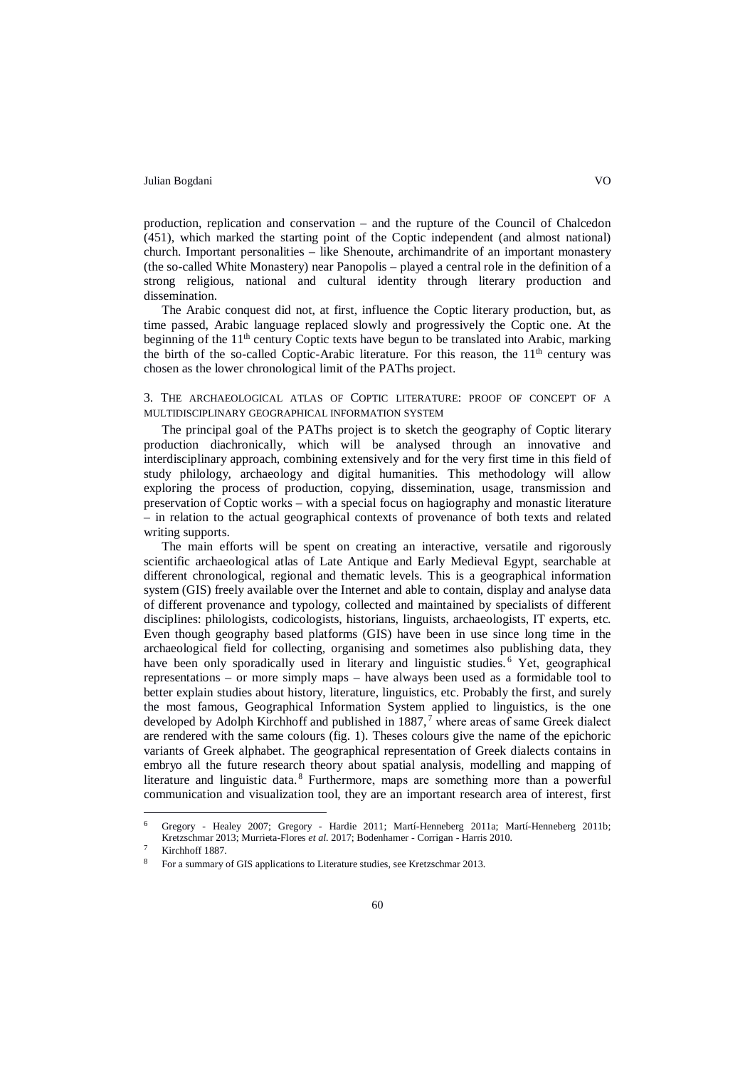production, replication and conservation – and the rupture of the Council of Chalcedon (451), which marked the starting point of the Coptic independent (and almost national) church. Important personalities – like Shenoute, archimandrite of an important monastery (the so-called White Monastery) near Panopolis – played a central role in the definition of a strong religious, national and cultural identity through literary production and dissemination.

The Arabic conquest did not, at first, influence the Coptic literary production, but, as time passed, Arabic language replaced slowly and progressively the Coptic one. At the beginning of the 11th century Coptic texts have begun to be translated into Arabic, marking the birth of the so-called Coptic-Arabic literature. For this reason, the 11th century was chosen as the lower chronological limit of the PAThs project.

## 3. The archaeological atlas of Coptic literature: proof of concept of a multidisciplinary geographical information system

The principal goal of the PAThs project is to sketch the geography of Coptic literary production diachronically, which will be analysed through an innovative and interdisciplinary approach, combining extensively and for the very first time in this field of study philology, archaeology and digital humanities. This methodology will allow exploring the process of production, copying, dissemination, usage, transmission and preservation of Coptic works – with a special focus on hagiography and monastic literature – in relation to the actual geographical contexts of provenance of both texts and related writing supports.

The main efforts will be spent on creating an interactive, versatile and rigorously scientific archaeological atlas of Late Antique and Early Medieval Egypt, searchable at different chronological, regional and thematic levels. This is a geographical information system (GIS) freely available over the Internet and able to contain, display and analyse data of different provenance and typology, collected and maintained by specialists of different disciplines: philologists, codicologists, historians, linguists, archaeologists, IT experts, etc. Even though geography based platforms (GIS) have been in use since long time in the archaeological field for collecting, organising and sometimes also publishing data, they have been only sporadically used in literary and linguistic studies.[6] Yet, geographical representations – or more simply maps – have always been used as a formidable tool to better explain studies about history, literature, linguistics, etc. Probably the first, and surely the most famous, Geographical Information System applied to linguistics, is the one developed by Adolph Kirchhoff and published in 1887,[7] where areas of same Greek dialect are rendered with the same colours (fig. 1). Theses colours give the name of the epichoric variants of Greek alphabet. The geographical representation of Greek dialects contains in embryo all the future research theory about spatial analysis, modelling and mapping of literature and linguistic data.[8] Furthermore, maps are something more than a powerful communication and visualization tool, they are an important research area of interest, first

---

[6] Gregory - Healey 2007; Gregory - Hardie 2011; Martí-Henneberg 2011a; Martí-Henneberg 2011b; Kretzschmar 2013; Murrieta-Flores *et al.* 2017; Bodenhamer - Corrigan - Harris 2010.

[7] Kirchhoff 1887.

[8] For a summary of GIS applications to Literature studies, see Kretzschmar 2013.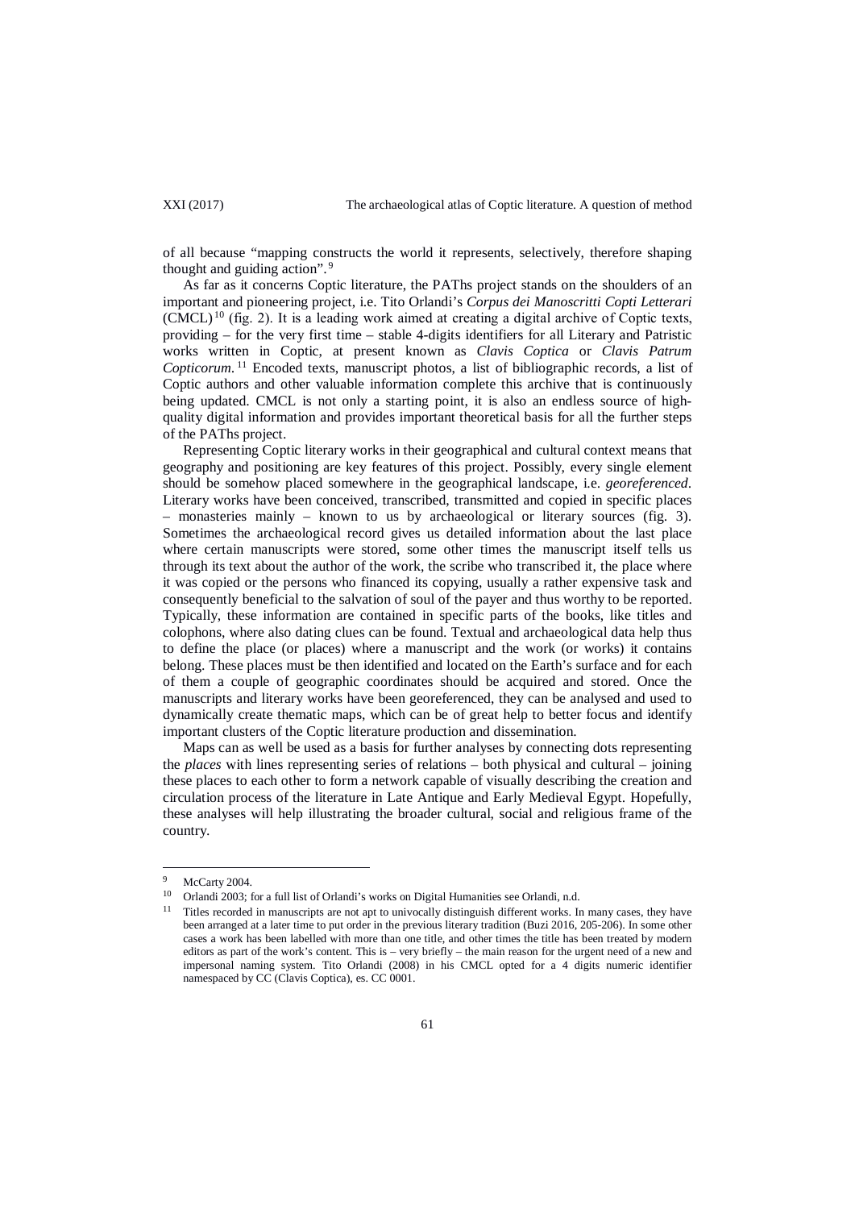of all because "mapping constructs the world it represents, selectively, therefore shaping thought and guiding action".[9]

As far as it concerns Coptic literature, the PAThs project stands on the shoulders of an important and pioneering project, i.e. Tito Orlandi's *Corpus dei Manoscritti Copti Letterari* (CMCL)[10] (fig. 2). It is a leading work aimed at creating a digital archive of Coptic texts, providing – for the very first time – stable 4-digits identifiers for all Literary and Patristic works written in Coptic, at present known as *Clavis Coptica* or *Clavis Patrum Copticorum*.[11] Encoded texts, manuscript photos, a list of bibliographic records, a list of Coptic authors and other valuable information complete this archive that is continuously being updated. CMCL is not only a starting point, it is also an endless source of high-quality digital information and provides important theoretical basis for all the further steps of the PAThs project.

Representing Coptic literary works in their geographical and cultural context means that geography and positioning are key features of this project. Possibly, every single element should be somehow placed somewhere in the geographical landscape, i.e. *georeferenced*. Literary works have been conceived, transcribed, transmitted and copied in specific places – monasteries mainly – known to us by archaeological or literary sources (fig. 3). Sometimes the archaeological record gives us detailed information about the last place where certain manuscripts were stored, some other times the manuscript itself tells us through its text about the author of the work, the scribe who transcribed it, the place where it was copied or the persons who financed its copying, usually a rather expensive task and consequently beneficial to the salvation of soul of the payer and thus worthy to be reported. Typically, these information are contained in specific parts of the books, like titles and colophons, where also dating clues can be found. Textual and archaeological data help thus to define the place (or places) where a manuscript and the work (or works) it contains belong. These places must be then identified and located on the Earth's surface and for each of them a couple of geographic coordinates should be acquired and stored. Once the manuscripts and literary works have been georeferenced, they can be analysed and used to dynamically create thematic maps, which can be of great help to better focus and identify important clusters of the Coptic literature production and dissemination.

Maps can as well be used as a basis for further analyses by connecting dots representing the *places* with lines representing series of relations – both physical and cultural – joining these places to each other to form a network capable of visually describing the creation and circulation process of the literature in Late Antique and Early Medieval Egypt. Hopefully, these analyses will help illustrating the broader cultural, social and religious frame of the country.

---

[9] McCarty 2004.

[10] Orlandi 2003; for a full list of Orlandi's works on Digital Humanities see Orlandi, n.d.

[11] Titles recorded in manuscripts are not apt to univocally distinguish different works. In many cases, they have been arranged at a later time to put order in the previous literary tradition (Buzi 2016, 205-206). In some other cases a work has been labelled with more than one title, and other times the title has been treated by modern editors as part of the work's content. This is – very briefly – the main reason for the urgent need of a new and impersonal naming system. Tito Orlandi (2008) in his CMCL opted for a 4 digits numeric identifier namespaced by CC (Clavis Coptica), es. CC 0001.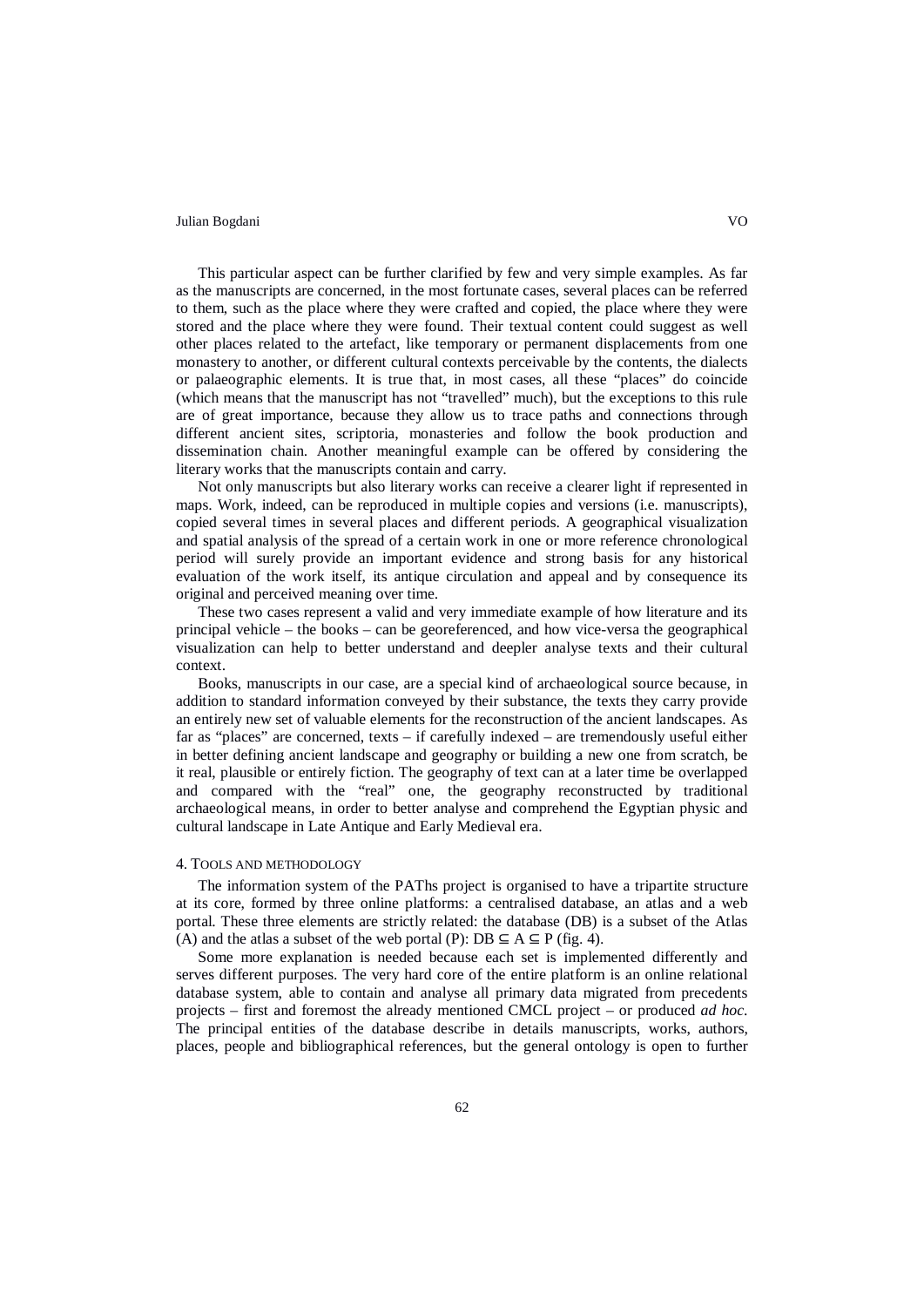This particular aspect can be further clarified by few and very simple examples. As far as the manuscripts are concerned, in the most fortunate cases, several places can be referred to them, such as the place where they were crafted and copied, the place where they were stored and the place where they were found. Their textual content could suggest as well other places related to the artefact, like temporary or permanent displacements from one monastery to another, or different cultural contexts perceivable by the contents, the dialects or palaeographic elements. It is true that, in most cases, all these "places" do coincide (which means that the manuscript has not "travelled" much), but the exceptions to this rule are of great importance, because they allow us to trace paths and connections through different ancient sites, scriptoria, monasteries and follow the book production and dissemination chain. Another meaningful example can be offered by considering the literary works that the manuscripts contain and carry.

Not only manuscripts but also literary works can receive a clearer light if represented in maps. Work, indeed, can be reproduced in multiple copies and versions (i.e. manuscripts), copied several times in several places and different periods. A geographical visualization and spatial analysis of the spread of a certain work in one or more reference chronological period will surely provide an important evidence and strong basis for any historical evaluation of the work itself, its antique circulation and appeal and by consequence its original and perceived meaning over time.

These two cases represent a valid and very immediate example of how literature and its principal vehicle – the books – can be georeferenced, and how vice-versa the geographical visualization can help to better understand and deepler analyse texts and their cultural context.

Books, manuscripts in our case, are a special kind of archaeological source because, in addition to standard information conveyed by their substance, the texts they carry provide an entirely new set of valuable elements for the reconstruction of the ancient landscapes. As far as "places" are concerned, texts – if carefully indexed – are tremendously useful either in better defining ancient landscape and geography or building a new one from scratch, be it real, plausible or entirely fiction. The geography of text can at a later time be overlapped and compared with the "real" one, the geography reconstructed by traditional archaeological means, in order to better analyse and comprehend the Egyptian physic and cultural landscape in Late Antique and Early Medieval era.

## 4. Tools and methodology

The information system of the PATHs project is organised to have a tripartite structure at its core, formed by three online platforms: a centralised database, an atlas and a web portal. These three elements are strictly related: the database (DB) is a subset of the Atlas (A) and the atlas a subset of the web portal (P): $DB \subseteq A \subseteq P$ (fig. 4).

Some more explanation is needed because each set is implemented differently and serves different purposes. The very hard core of the entire platform is an online relational database system, able to contain and analyse all primary data migrated from precedents projects – first and foremost the already mentioned CMCL project – or produced *ad hoc*. The principal entities of the database describe in details manuscripts, works, authors, places, people and bibliographical references, but the general ontology is open to further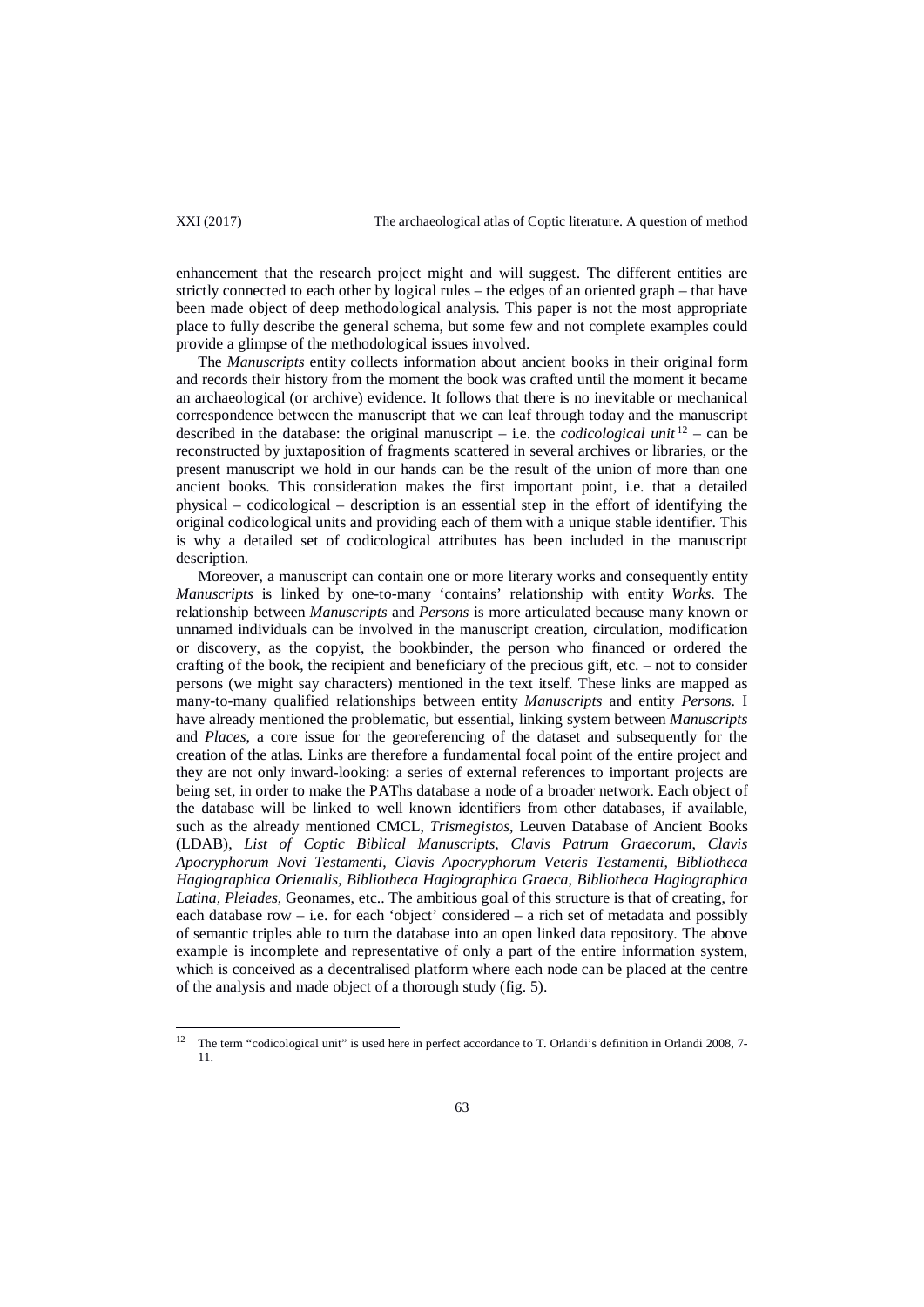enhancement that the research project might and will suggest. The different entities are strictly connected to each other by logical rules – the edges of an oriented graph – that have been made object of deep methodological analysis. This paper is not the most appropriate place to fully describe the general schema, but some few and not complete examples could provide a glimpse of the methodological issues involved.

The *Manuscripts* entity collects information about ancient books in their original form and records their history from the moment the book was crafted until the moment it became an archaeological (or archive) evidence. It follows that there is no inevitable or mechanical correspondence between the manuscript that we can leaf through today and the manuscript described in the database: the original manuscript – i.e. the *codicological unit*[12] – can be reconstructed by juxtaposition of fragments scattered in several archives or libraries, or the present manuscript we hold in our hands can be the result of the union of more than one ancient books. This consideration makes the first important point, i.e. that a detailed physical – codicological – description is an essential step in the effort of identifying the original codicological units and providing each of them with a unique stable identifier. This is why a detailed set of codicological attributes has been included in the manuscript description.

Moreover, a manuscript can contain one or more literary works and consequently entity *Manuscripts* is linked by one-to-many 'contains' relationship with entity *Works*. The relationship between *Manuscripts* and *Persons* is more articulated because many known or unnamed individuals can be involved in the manuscript creation, circulation, modification or discovery, as the copyist, the bookbinder, the person who financed or ordered the crafting of the book, the recipient and beneficiary of the precious gift, etc. – not to consider persons (we might say characters) mentioned in the text itself. These links are mapped as many-to-many qualified relationships between entity *Manuscripts* and entity *Persons*. I have already mentioned the problematic, but essential, linking system between *Manuscripts* and *Places*, a core issue for the georeferencing of the dataset and subsequently for the creation of the atlas. Links are therefore a fundamental focal point of the entire project and they are not only inward-looking: a series of external references to important projects are being set, in order to make the PAThs database a node of a broader network. Each object of the database will be linked to well known identifiers from other databases, if available, such as the already mentioned CMCL, *Trismegistos*, Leuven Database of Ancient Books (LDAB), *List of Coptic Biblical Manuscripts*, *Clavis Patrum Graecorum*, *Clavis Apocryphorum Novi Testamenti*, *Clavis Apocryphorum Veteris Testamenti*, *Bibliotheca Hagiographica Orientalis*, *Bibliotheca Hagiographica Graeca*, *Bibliotheca Hagiographica Latina*, *Pleiades*, Geonames, etc.. The ambitious goal of this structure is that of creating, for each database row – i.e. for each 'object' considered – a rich set of metadata and possibly of semantic triples able to turn the database into an open linked data repository. The above example is incomplete and representative of only a part of the entire information system, which is conceived as a decentralised platform where each node can be placed at the centre of the analysis and made object of a thorough study (fig. 5).

---

[12] The term "codicological unit" is used here in perfect accordance to T. Orlandi's definition in Orlandi 2008, 7-11.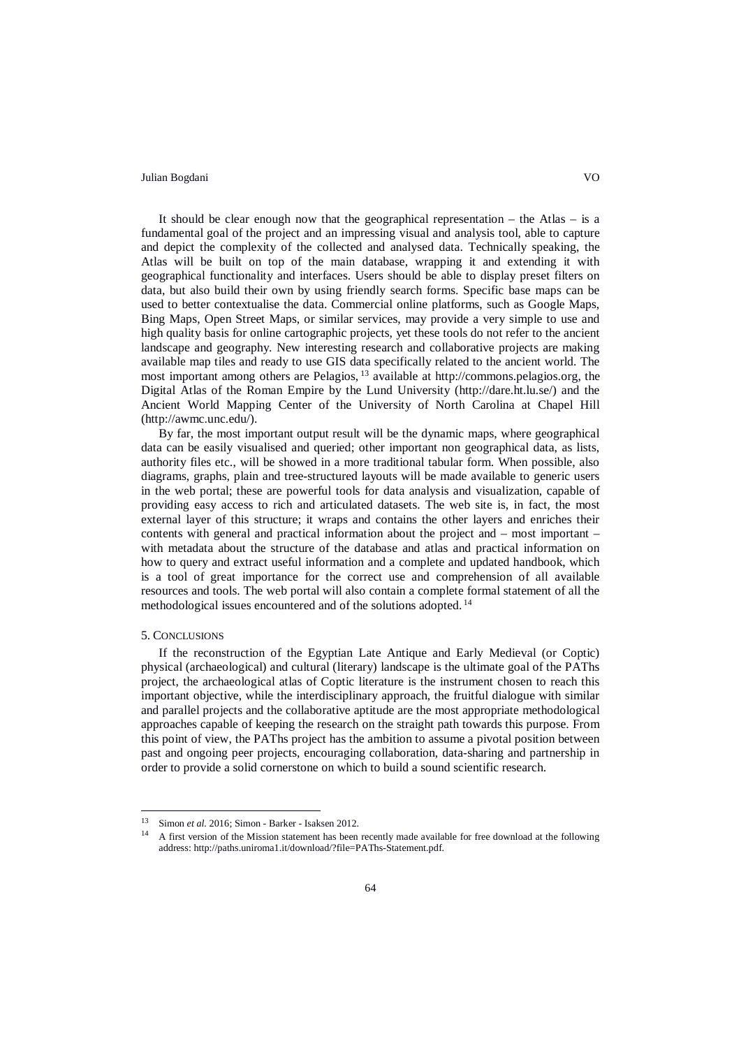It should be clear enough now that the geographical representation – the Atlas – is a fundamental goal of the project and an impressing visual and analysis tool, able to capture and depict the complexity of the collected and analysed data. Technically speaking, the Atlas will be built on top of the main database, wrapping it and extending it with geographical functionality and interfaces. Users should be able to display preset filters on data, but also build their own by using friendly search forms. Specific base maps can be used to better contextualise the data. Commercial online platforms, such as Google Maps, Bing Maps, Open Street Maps, or similar services, may provide a very simple to use and high quality basis for online cartographic projects, yet these tools do not refer to the ancient landscape and geography. New interesting research and collaborative projects are making available map tiles and ready to use GIS data specifically related to the ancient world. The most important among others are Pelagios, [13] available at http://commons.pelagios.org, the Digital Atlas of the Roman Empire by the Lund University (http://dare.ht.lu.se/) and the Ancient World Mapping Center of the University of North Carolina at Chapel Hill (http://awmc.unc.edu/).

By far, the most important output result will be the dynamic maps, where geographical data can be easily visualised and queried; other important non geographical data, as lists, authority files etc., will be showed in a more traditional tabular form. When possible, also diagrams, graphs, plain and tree-structured layouts will be made available to generic users in the web portal; these are powerful tools for data analysis and visualization, capable of providing easy access to rich and articulated datasets. The web site is, in fact, the most external layer of this structure; it wraps and contains the other layers and enriches their contents with general and practical information about the project and – most important – with metadata about the structure of the database and atlas and practical information on how to query and extract useful information and a complete and updated handbook, which is a tool of great importance for the correct use and comprehension of all available resources and tools. The web portal will also contain a complete formal statement of all the methodological issues encountered and of the solutions adopted. [14]

## 5. Conclusions

If the reconstruction of the Egyptian Late Antique and Early Medieval (or Coptic) physical (archaeological) and cultural (literary) landscape is the ultimate goal of the PAThs project, the archaeological atlas of Coptic literature is the instrument chosen to reach this important objective, while the interdisciplinary approach, the fruitful dialogue with similar and parallel projects and the collaborative aptitude are the most appropriate methodological approaches capable of keeping the research on the straight path towards this purpose. From this point of view, the PAThs project has the ambition to assume a pivotal position between past and ongoing peer projects, encouraging collaboration, data-sharing and partnership in order to provide a solid cornerstone on which to build a sound scientific research.

---

[13] Simon *et al.* 2016; Simon - Barker - Isaksen 2012.

[14] A first version of the Mission statement has been recently made available for free download at the following address: http://paths.uniroma1.it/download/?file=PAThs-Statement.pdf.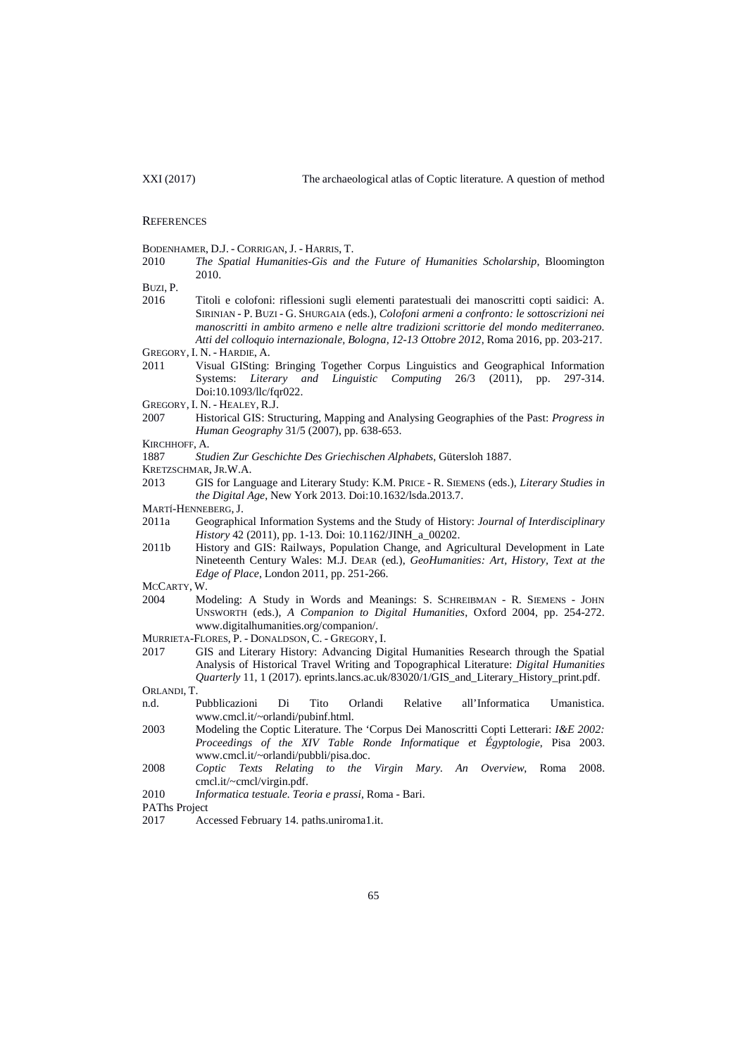## References

BODENHAMER, D.J. - CORRIGAN, J. - HARRIS, T.

2010 *The Spatial Humanities-Gis and the Future of Humanities Scholarship*, Bloomington 2010.

BUZI, P.

2016 Titoli e colofoni: riflessioni sugli elementi paratestuali dei manoscritti copti saidici: A. SIRINIAN - P. BUZI - G. SHURGAIA (eds.), *Colofoni armeni a confronto: le sottoscrizioni nei manoscritti in ambito armeno e nelle altre tradizioni scrittorie del mondo mediterraneo. Atti del colloquio internazionale, Bologna, 12-13 Ottobre 2012*, Roma 2016, pp. 203-217.

GREGORY, I. N. - HARDIE, A.

2011 Visual GISting: Bringing Together Corpus Linguistics and Geographical Information Systems: *Literary and Linguistic Computing* 26/3 (2011), pp. 297-314. Doi:10.1093/llc/fqr022.

GREGORY, I. N. - HEALEY, R.J.

2007 Historical GIS: Structuring, Mapping and Analysing Geographies of the Past: *Progress in Human Geography* 31/5 (2007), pp. 638-653.

KIRCHHOFF, A.

1887 *Studien Zur Geschichte Des Griechischen Alphabets*, Gütersloh 1887.

KRETZSCHMAR, JR.W.A.

2013 GIS for Language and Literary Study: K.M. PRICE - R. SIEMENS (eds.), *Literary Studies in the Digital Age*, New York 2013. Doi:10.1632/lsda.2013.7.

MARTÍ-HENNEBERG, J.

2011a Geographical Information Systems and the Study of History: *Journal of Interdisciplinary History* 42 (2011), pp. 1-13. Doi: 10.1162/JINH_a_00202.

2011b History and GIS: Railways, Population Change, and Agricultural Development in Late Nineteenth Century Wales: M.J. DEAR (ed.), *GeoHumanities: Art, History, Text at the Edge of Place*, London 2011, pp. 251-266.

MCCARTY, W.

2004 Modeling: A Study in Words and Meanings: S. SCHREIBMAN - R. SIEMENS - JOHN UNSWORTH (eds.), *A Companion to Digital Humanities*, Oxford 2004, pp. 254-272. www.digitalhumanities.org/companion/.

MURRIETA-FLORES, P. - DONALDSON, C. - GREGORY, I.

2017 GIS and Literary History: Advancing Digital Humanities Research through the Spatial Analysis of Historical Travel Writing and Topographical Literature: *Digital Humanities Quarterly* 11, 1 (2017). eprints.lancs.ac.uk/83020/1/GIS_and_Literary_History_print.pdf.

ORLANDI, T.

n.d. Pubblicazioni Di Tito Orlandi Relative all'Informatica Umanistica. www.cmcl.it/~orlandi/pubinf.html.

2003 Modeling the Coptic Literature. The 'Corpus Dei Manoscritti Copti Letterari: *I&E 2002: Proceedings of the XIV Table Ronde Informatique et Égyptologie*, Pisa 2003. www.cmcl.it/~orlandi/pubbli/pisa.doc.

2008 *Coptic Texts Relating to the Virgin Mary. An Overview*, Roma 2008. cmcl.it/~cmcl/virgin.pdf.

2010 *Informatica testuale. Teoria e prassi*, Roma - Bari.

PAThs Project

2017 Accessed February 14. paths.uniroma1.it.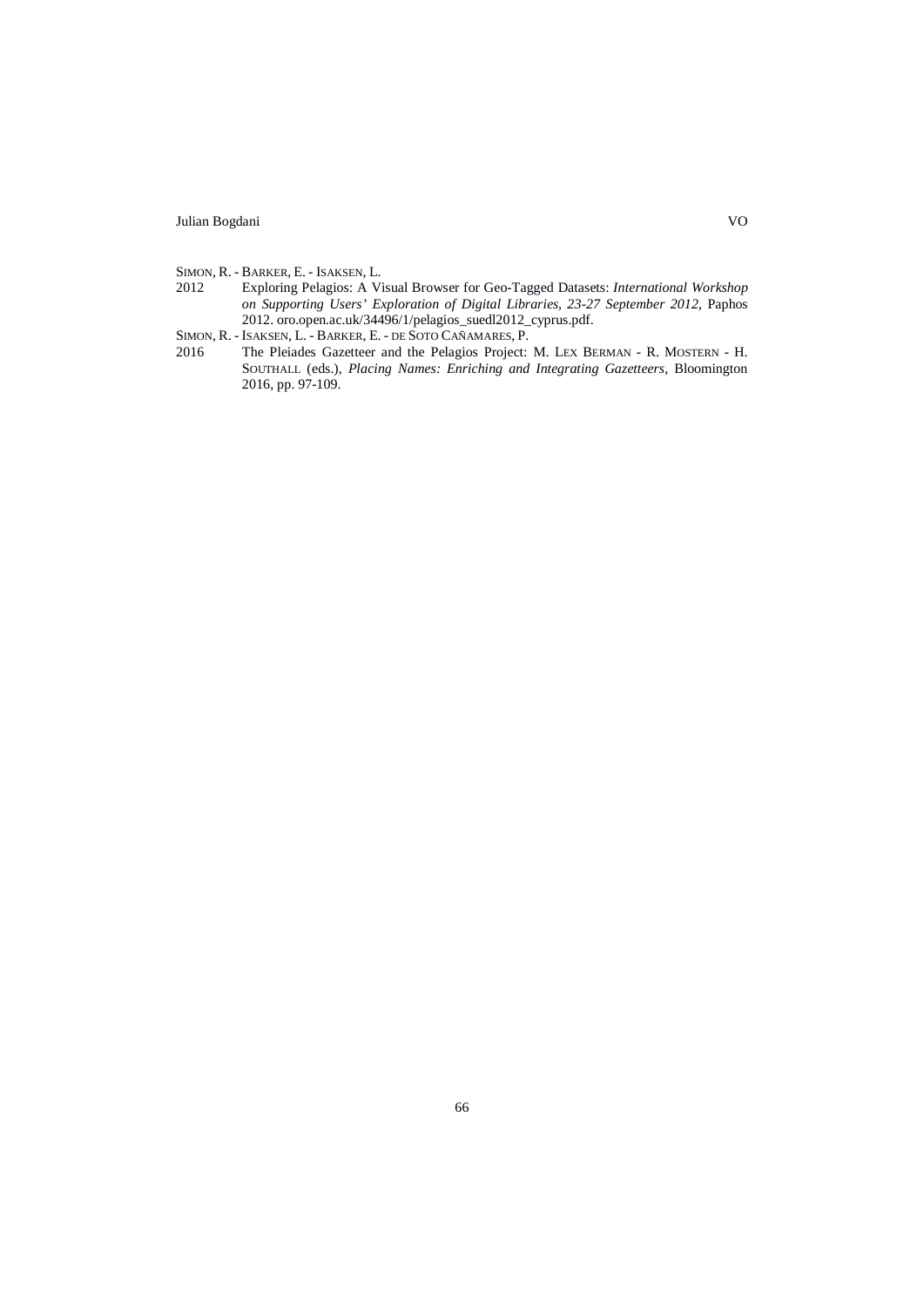SIMON, R. - BARKER, E. - ISAKSEN, L.

2012 Exploring Pelagios: A Visual Browser for Geo-Tagged Datasets: *International Workshop on Supporting Users' Exploration of Digital Libraries, 23-27 September 2012*, Paphos 2012. oro.open.ac.uk/34496/1/pelagios_suedl2012_cyprus.pdf.

SIMON, R. - ISAKSEN, L. - BARKER, E. - DE SOTO CAÑAMARES, P.

2016 The Pleiades Gazetteer and the Pelagios Project: M. LEX BERMAN - R. MOSTERN - H. SOUTHALL (eds.), *Placing Names: Enriching and Integrating Gazetteers*, Bloomington 2016, pp. 97-109.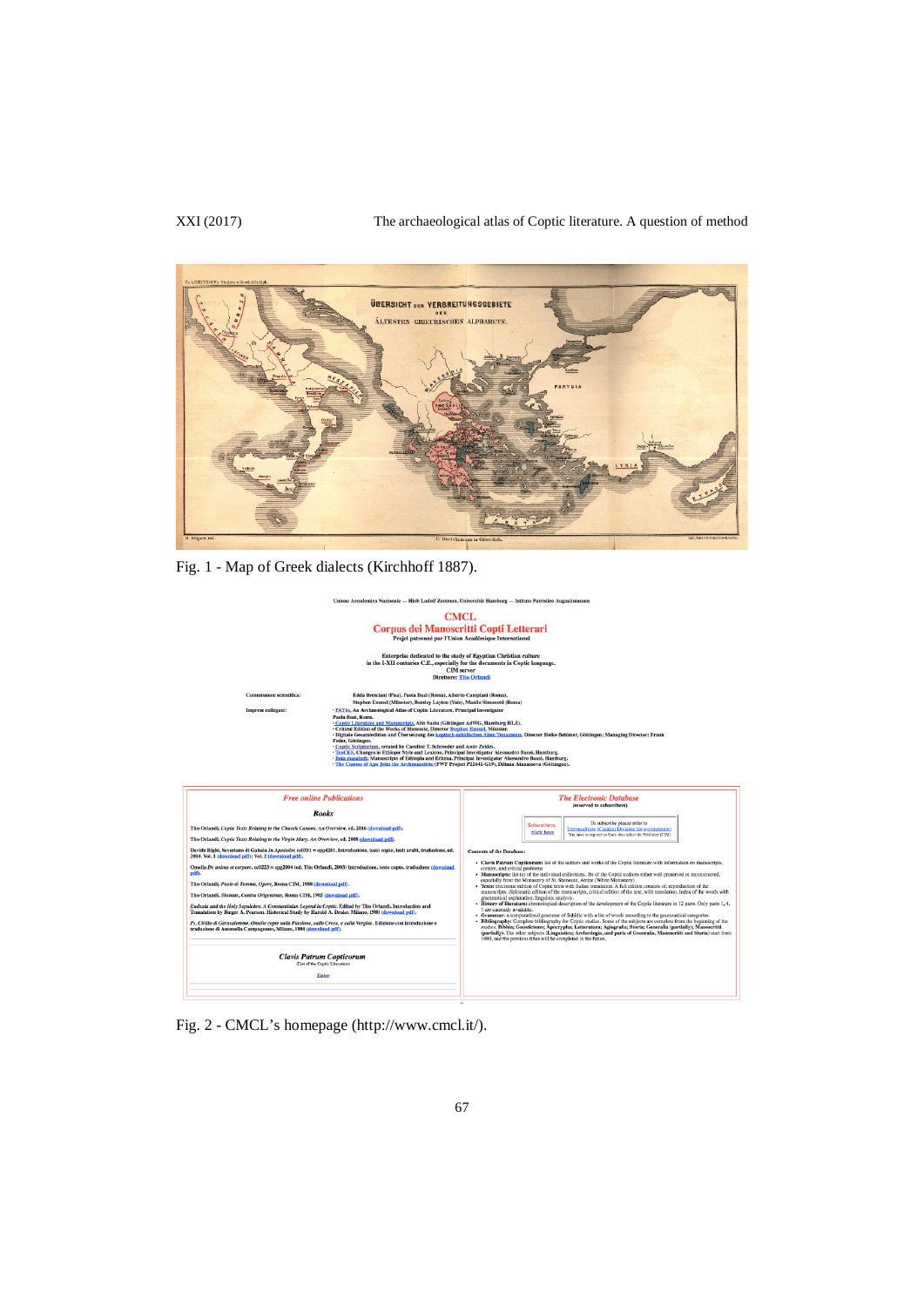Fig. 1 - Map of Greek dialects (Kirchhoff 1887).

Fig. 2 - CMCL's homepage (http://www.cmcl.it/).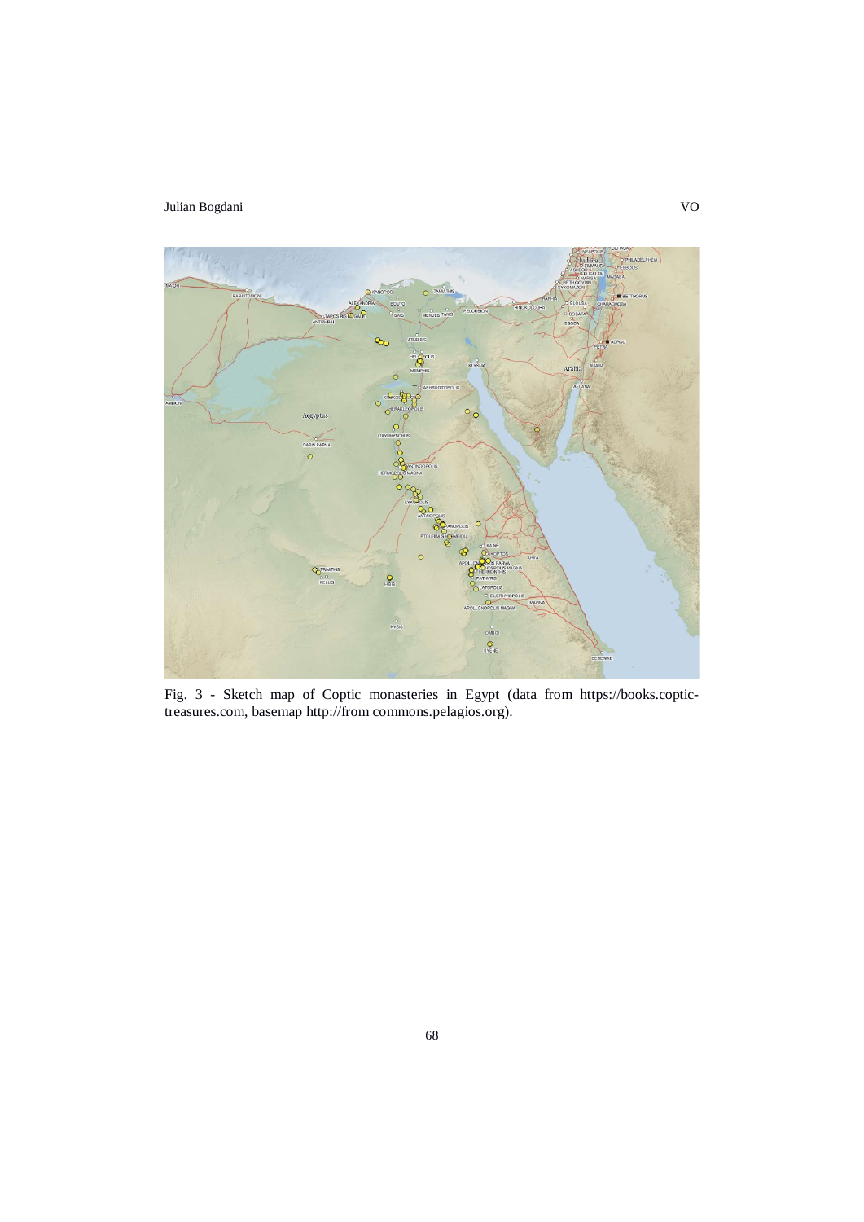Fig. 3 - Sketch map of Coptic monasteries in Egypt (data from https://books.coptic-treasures.com, basemap http://from commons.pelagios.org).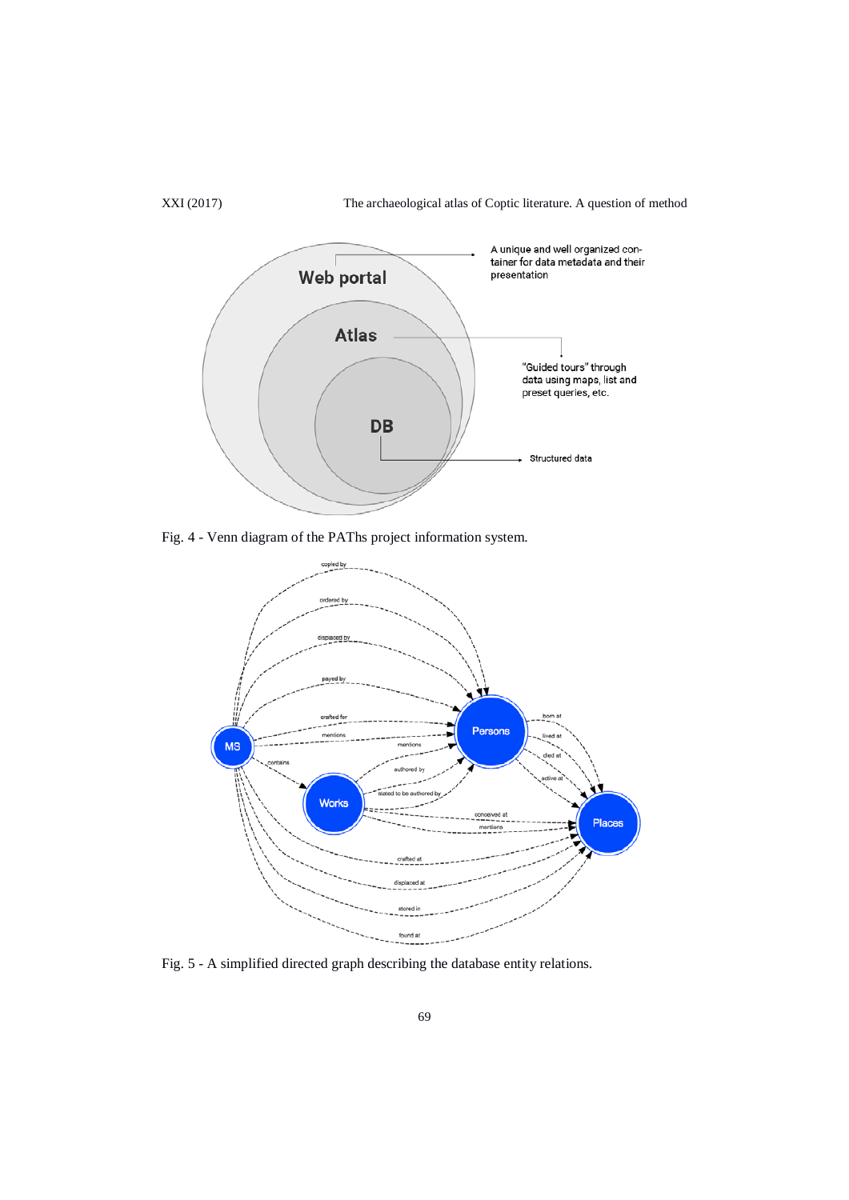Web portal

Atlas

DB

A unique and well organized container for data metadata and their presentation

"Guided tours" through data using maps, list and preset queries, etc.

Structured data

Fig. 4 - Venn diagram of the PAThs project information system.

copied by

ordered by

displaced by

payed by

crafted for

mentions

mentions

contains

authored by

stated to be authored by

born at

lived at

died at

active at

conceived at

mentions

crafted at

displaced at

stored in

found at

MS

Persons

Works

Places

Fig. 5 - A simplified directed graph describing the database entity relations.